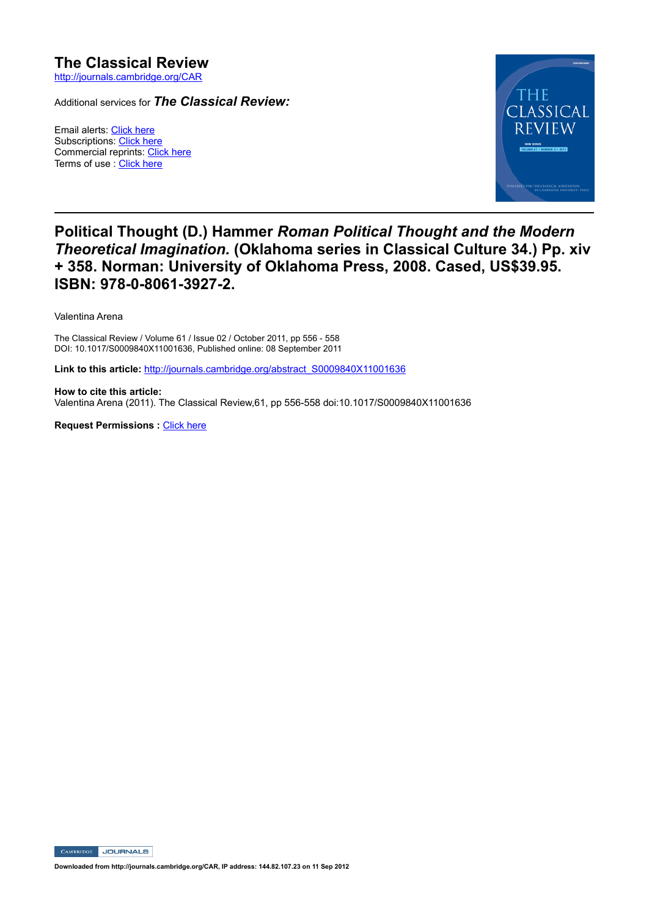# The Classical Review

http://journals.cambridge.org/CAR

Additional services for ***The Classical Review:***

Email alerts: Click here
Subscriptions: Click here
Commercial reprints: Click here
Terms of use : Click here

## Political Thought (D.) Hammer *Roman Political Thought and the Modern Theoretical Imagination.* (Oklahoma series in Classical Culture 34.) Pp. xiv + 358. Norman: University of Oklahoma Press, 2008. Cased, US$39.95. ISBN: 978-0-8061-3927-2.

Valentina Arena

The Classical Review / Volume 61 / Issue 02 / October 2011, pp 556 - 558
DOI: 10.1017/S0009840X11001636, Published online: 08 September 2011

**Link to this article:** http://journals.cambridge.org/abstract_S0009840X11001636

**How to cite this article:**
Valentina Arena (2011). The Classical Review,61, pp 556-558 doi:10.1017/S0009840X11001636

**Request Permissions :** Click here

**Downloaded from http://journals.cambridge.org/CAR, IP address: 144.82.107.23 on 11 Sep 2012**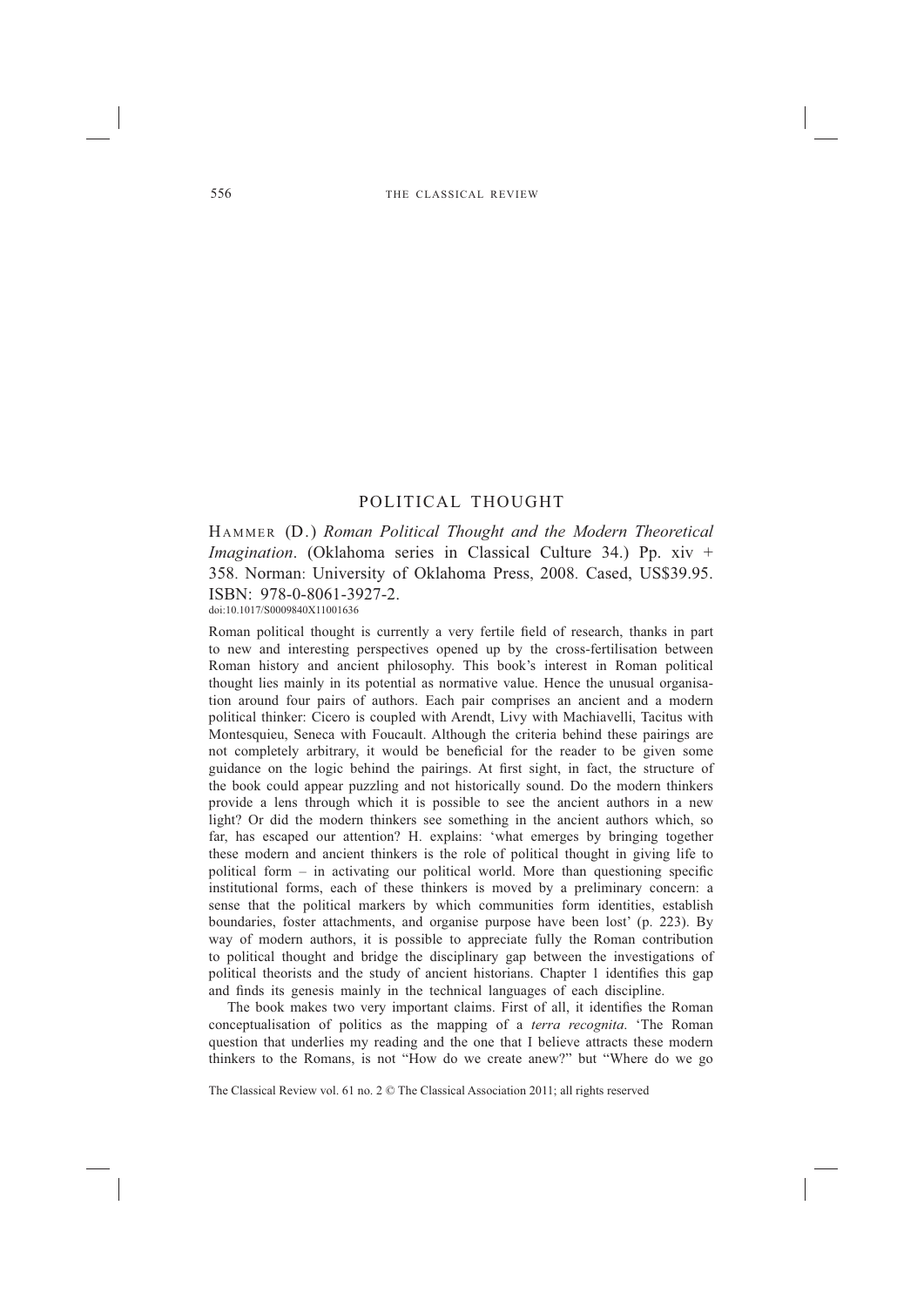## POLITICAL THOUGHT

HAMMER (D.) *Roman Political Thought and the Modern Theoretical Imagination*. (Oklahoma series in Classical Culture 34.) Pp. xiv + 358. Norman: University of Oklahoma Press, 2008. Cased, US$39.95. ISBN: 978-0-8061-3927-2.
doi:10.1017/S0009840X11001636

Roman political thought is currently a very fertile field of research, thanks in part to new and interesting perspectives opened up by the cross-fertilisation between Roman history and ancient philosophy. This book's interest in Roman political thought lies mainly in its potential as normative value. Hence the unusual organisation around four pairs of authors. Each pair comprises an ancient and a modern political thinker: Cicero is coupled with Arendt, Livy with Machiavelli, Tacitus with Montesquieu, Seneca with Foucault. Although the criteria behind these pairings are not completely arbitrary, it would be beneficial for the reader to be given some guidance on the logic behind the pairings. At first sight, in fact, the structure of the book could appear puzzling and not historically sound. Do the modern thinkers provide a lens through which it is possible to see the ancient authors in a new light? Or did the modern thinkers see something in the ancient authors which, so far, has escaped our attention? H. explains: 'what emerges by bringing together these modern and ancient thinkers is the role of political thought in giving life to political form – in activating our political world. More than questioning specific institutional forms, each of these thinkers is moved by a preliminary concern: a sense that the political markers by which communities form identities, establish boundaries, foster attachments, and organise purpose have been lost' (p. 223). By way of modern authors, it is possible to appreciate fully the Roman contribution to political thought and bridge the disciplinary gap between the investigations of political theorists and the study of ancient historians. Chapter 1 identifies this gap and finds its genesis mainly in the technical languages of each discipline.

The book makes two very important claims. First of all, it identifies the Roman conceptualisation of politics as the mapping of a *terra recognita*. 'The Roman question that underlies my reading and the one that I believe attracts these modern thinkers to the Romans, is not "How do we create anew?" but "Where do we go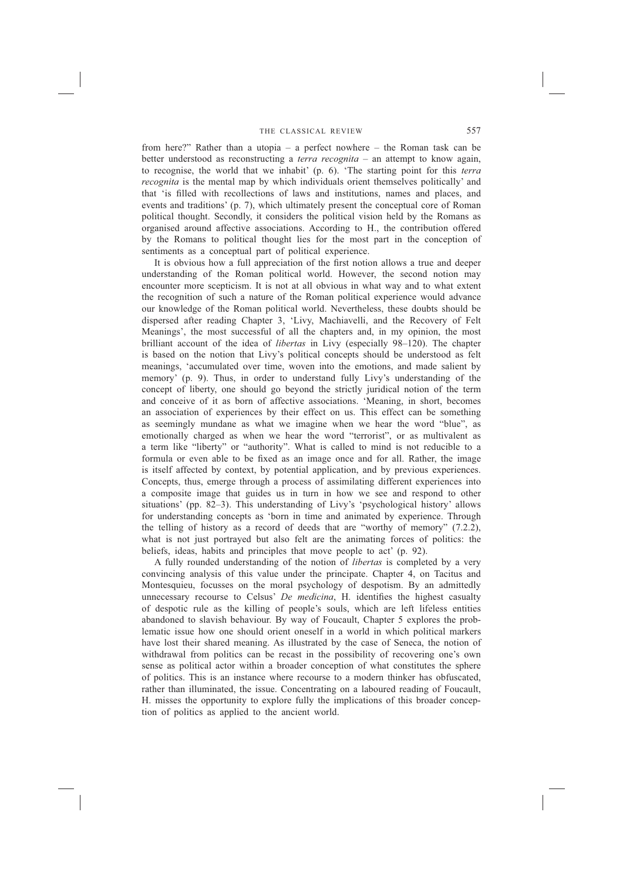from here?" Rather than a utopia – a perfect nowhere – the Roman task can be better understood as reconstructing a *terra recognita* – an attempt to know again, to recognise, the world that we inhabit' (p. 6). 'The starting point for this *terra recognita* is the mental map by which individuals orient themselves politically' and that 'is filled with recollections of laws and institutions, names and places, and events and traditions' (p. 7), which ultimately present the conceptual core of Roman political thought. Secondly, it considers the political vision held by the Romans as organised around affective associations. According to H., the contribution offered by the Romans to political thought lies for the most part in the conception of sentiments as a conceptual part of political experience.

It is obvious how a full appreciation of the first notion allows a true and deeper understanding of the Roman political world. However, the second notion may encounter more scepticism. It is not at all obvious in what way and to what extent the recognition of such a nature of the Roman political experience would advance our knowledge of the Roman political world. Nevertheless, these doubts should be dispersed after reading Chapter 3, 'Livy, Machiavelli, and the Recovery of Felt Meanings', the most successful of all the chapters and, in my opinion, the most brilliant account of the idea of *libertas* in Livy (especially 98–120). The chapter is based on the notion that Livy's political concepts should be understood as felt meanings, 'accumulated over time, woven into the emotions, and made salient by memory' (p. 9). Thus, in order to understand fully Livy's understanding of the concept of liberty, one should go beyond the strictly juridical notion of the term and conceive of it as born of affective associations. 'Meaning, in short, becomes an association of experiences by their effect on us. This effect can be something as seemingly mundane as what we imagine when we hear the word "blue", as emotionally charged as when we hear the word "terrorist", or as multivalent as a term like "liberty" or "authority". What is called to mind is not reducible to a formula or even able to be fixed as an image once and for all. Rather, the image is itself affected by context, by potential application, and by previous experiences. Concepts, thus, emerge through a process of assimilating different experiences into a composite image that guides us in turn in how we see and respond to other situations' (pp. 82–3). This understanding of Livy's 'psychological history' allows for understanding concepts as 'born in time and animated by experience. Through the telling of history as a record of deeds that are "worthy of memory" (7.2.2), what is not just portrayed but also felt are the animating forces of politics: the beliefs, ideas, habits and principles that move people to act' (p. 92).

A fully rounded understanding of the notion of *libertas* is completed by a very convincing analysis of this value under the principate. Chapter 4, on Tacitus and Montesquieu, focusses on the moral psychology of despotism. By an admittedly unnecessary recourse to Celsus' *De medicina*, H. identifies the highest casualty of despotic rule as the killing of people's souls, which are left lifeless entities abandoned to slavish behaviour. By way of Foucault, Chapter 5 explores the problematic issue how one should orient oneself in a world in which political markers have lost their shared meaning. As illustrated by the case of Seneca, the notion of withdrawal from politics can be recast in the possibility of recovering one's own sense as political actor within a broader conception of what constitutes the sphere of politics. This is an instance where recourse to a modern thinker has obfuscated, rather than illuminated, the issue. Concentrating on a laboured reading of Foucault, H. misses the opportunity to explore fully the implications of this broader conception of politics as applied to the ancient world.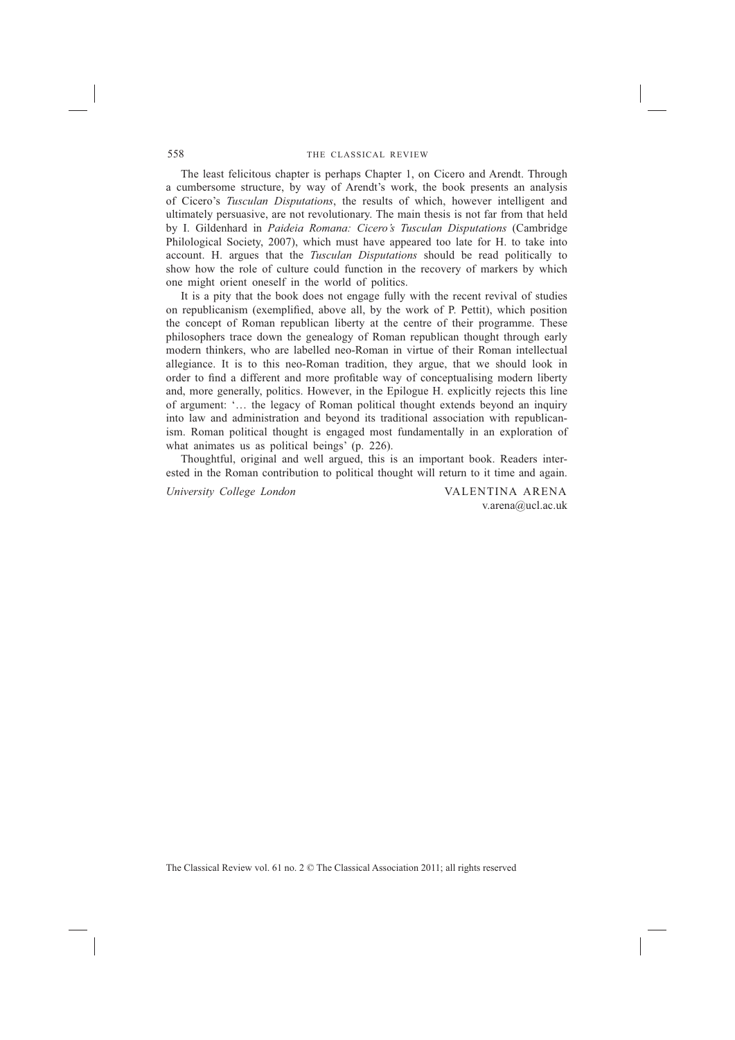The least felicitous chapter is perhaps Chapter 1, on Cicero and Arendt. Through a cumbersome structure, by way of Arendt's work, the book presents an analysis of Cicero's *Tusculan Disputations*, the results of which, however intelligent and ultimately persuasive, are not revolutionary. The main thesis is not far from that held by I. Gildenhard in *Paideia Romana: Cicero's Tusculan Disputations* (Cambridge Philological Society, 2007), which must have appeared too late for H. to take into account. H. argues that the *Tusculan Disputations* should be read politically to show how the role of culture could function in the recovery of markers by which one might orient oneself in the world of politics.

It is a pity that the book does not engage fully with the recent revival of studies on republicanism (exemplified, above all, by the work of P. Pettit), which position the concept of Roman republican liberty at the centre of their programme. These philosophers trace down the genealogy of Roman republican thought through early modern thinkers, who are labelled neo-Roman in virtue of their Roman intellectual allegiance. It is to this neo-Roman tradition, they argue, that we should look in order to find a different and more profitable way of conceptualising modern liberty and, more generally, politics. However, in the Epilogue H. explicitly rejects this line of argument: '… the legacy of Roman political thought extends beyond an inquiry into law and administration and beyond its traditional association with republicanism. Roman political thought is engaged most fundamentally in an exploration of what animates us as political beings' (p. 226).

Thoughtful, original and well argued, this is an important book. Readers interested in the Roman contribution to political thought will return to it time and again.

*University College London* VALENTINA ARENA
v.arena@ucl.ac.uk